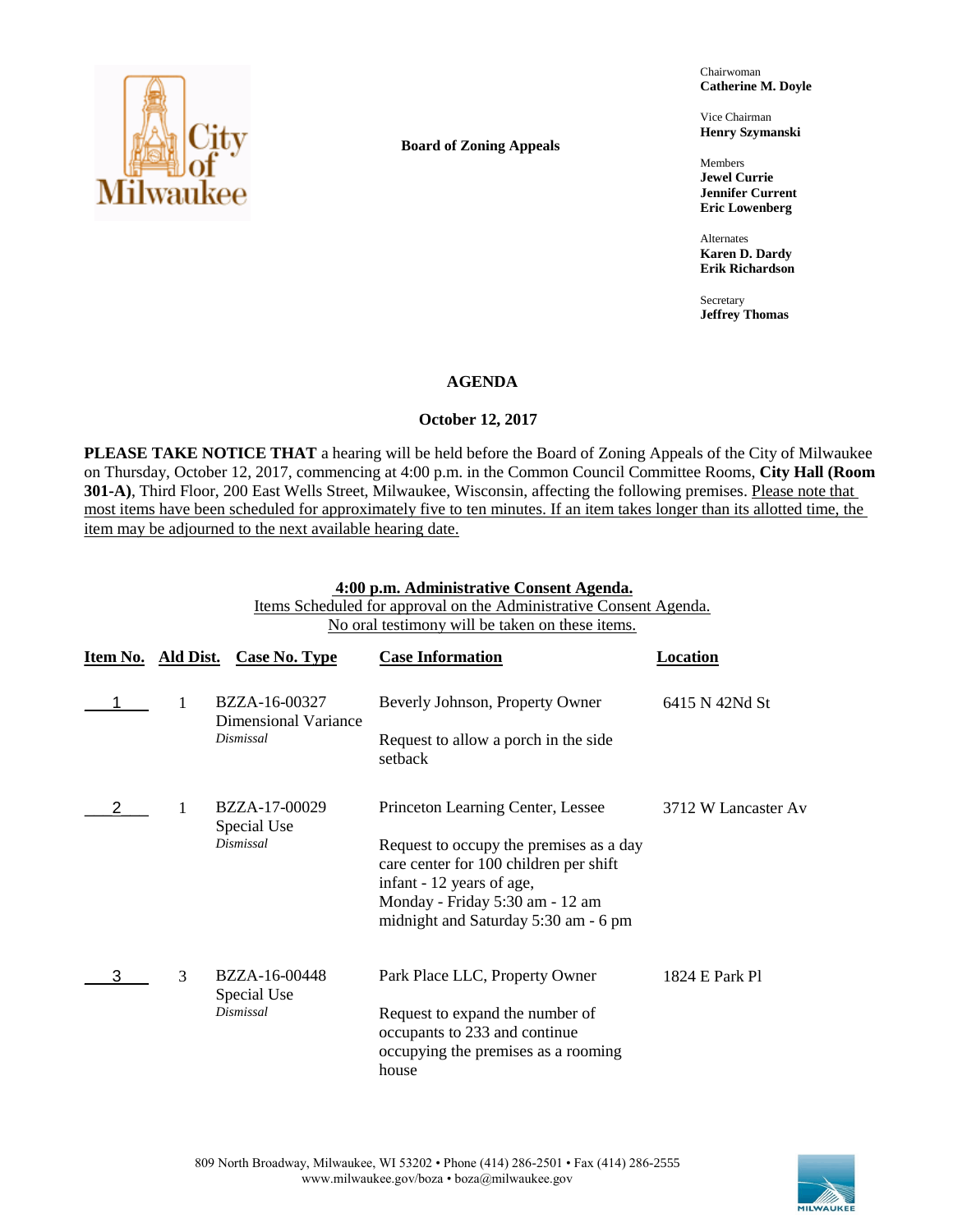**Board of Zoning Appeals**

Chairwoman
**Catherine M. Doyle**

Vice Chairman
**Henry Szymanski**

Members
**Jewel Currie**
**Jennifer Current**
**Eric Lowenberg**

Alternates
**Karen D. Dardy**
**Erik Richardson**

Secretary
**Jeffrey Thomas**

## AGENDA

**October 12, 2017**

**PLEASE TAKE NOTICE THAT** a hearing will be held before the Board of Zoning Appeals of the City of Milwaukee on Thursday, October 12, 2017, commencing at 4:00 p.m. in the Common Council Committee Rooms, **City Hall (Room 301-A)**, Third Floor, 200 East Wells Street, Milwaukee, Wisconsin, affecting the following premises. Please note that most items have been scheduled for approximately five to ten minutes. If an item takes longer than its allotted time, the item may be adjourned to the next available hearing date.

**4:00 p.m. Administrative Consent Agenda.**
Items Scheduled for approval on the Administrative Consent Agenda.
No oral testimony will be taken on these items.

| Item No. | Ald Dist. | Case No. Type | Case Information | Location |
|---|---|---|---|---|
| 1 | 1 | BZZA-16-00327 Dimensional Variance *Dismissal* | Beverly Johnson, Property Owner<br><br>Request to allow a porch in the side setback | 6415 N 42Nd St |
| 2 | 1 | BZZA-17-00029 Special Use *Dismissal* | Princeton Learning Center, Lessee<br><br>Request to occupy the premises as a day care center for 100 children per shift infant - 12 years of age, Monday - Friday 5:30 am - 12 am midnight and Saturday 5:30 am - 6 pm | 3712 W Lancaster Av |
| 3 | 3 | BZZA-16-00448 Special Use *Dismissal* | Park Place LLC, Property Owner<br><br>Request to expand the number of occupants to 233 and continue occupying the premises as a rooming house | 1824 E Park Pl |

809 North Broadway, Milwaukee, WI 53202 • Phone (414) 286-2501 • Fax (414) 286-2555
www.milwaukee.gov/boza • boza@milwaukee.gov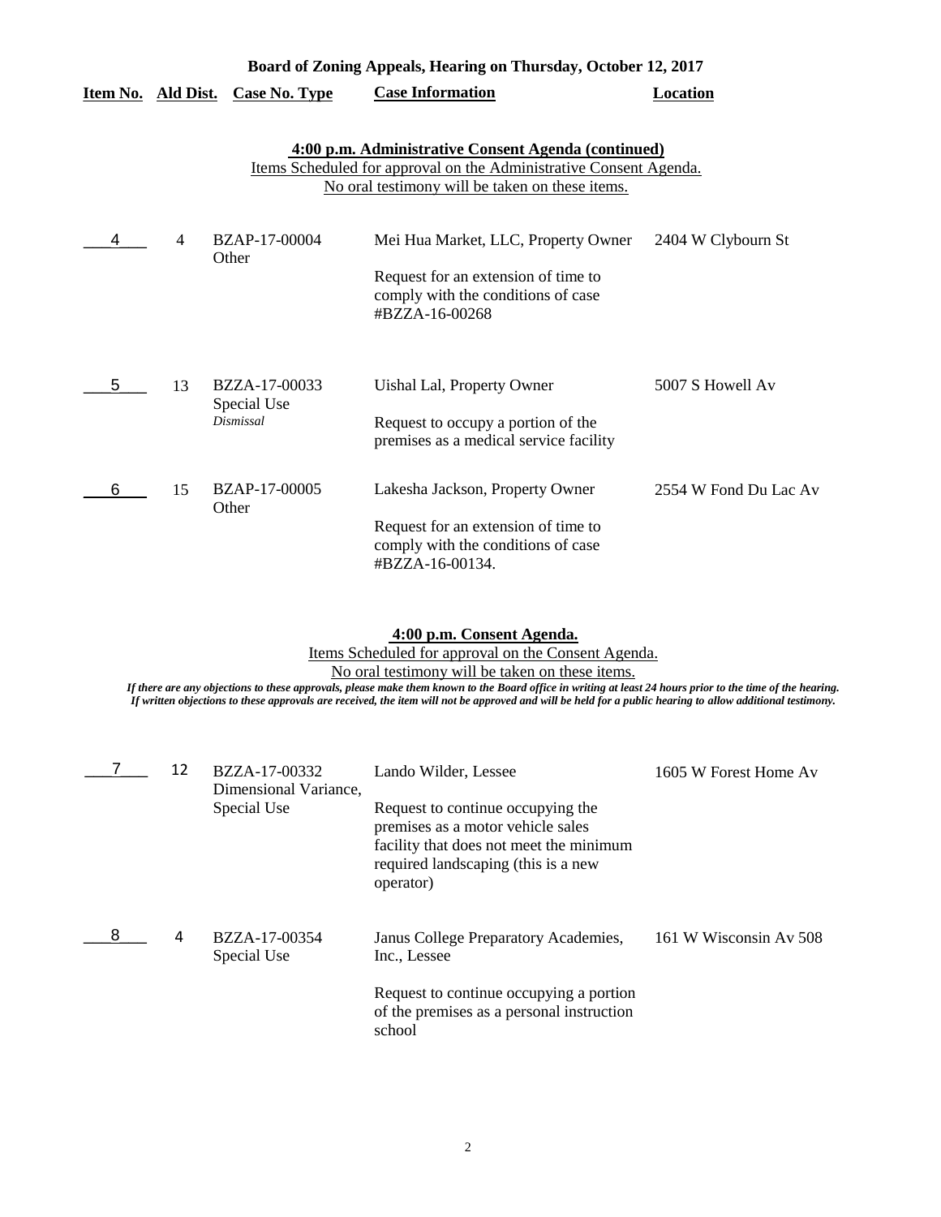**Board of Zoning Appeals, Hearing on Thursday, October 12, 2017**

| Item No. | Ald Dist. | Case No. Type | Case Information | Location |
|---|---|---|---|---|

**4:00 p.m. Administrative Consent Agenda (continued)**

Items Scheduled for approval on the Administrative Consent Agenda.
No oral testimony will be taken on these items.

| Item No. | Ald Dist. | Case No. Type | Case Information | Location |
|---|---|---|---|---|
| 4 | 4 | BZAP-17-00004<br>Other | Mei Hua Market, LLC, Property Owner<br><br>Request for an extension of time to comply with the conditions of case #BZZA-16-00268 | 2404 W Clybourn St |
| 5 | 13 | BZZA-17-00033<br>Special Use<br>*Dismissal* | Uishal Lal, Property Owner<br><br>Request to occupy a portion of the premises as a medical service facility | 5007 S Howell Av |
| 6 | 15 | BZAP-17-00005<br>Other | Lakesha Jackson, Property Owner<br><br>Request for an extension of time to comply with the conditions of case #BZZA-16-00134. | 2554 W Fond Du Lac Av |

**4:00 p.m. Consent Agenda.**

Items Scheduled for approval on the Consent Agenda.
No oral testimony will be taken on these items.

***If there are any objections to these approvals, please make them known to the Board office in writing at least 24 hours prior to the time of the hearing. If written objections to these approvals are received, the item will not be approved and will be held for a public hearing to allow additional testimony.***

| Item No. | Ald Dist. | Case No. Type | Case Information | Location |
|---|---|---|---|---|
| 7 | 12 | BZZA-17-00332<br>Dimensional Variance,<br>Special Use | Lando Wilder, Lessee<br><br>Request to continue occupying the premises as a motor vehicle sales facility that does not meet the minimum required landscaping (this is a new operator) | 1605 W Forest Home Av |
| 8 | 4 | BZZA-17-00354<br>Special Use | Janus College Preparatory Academies, Inc., Lessee<br><br>Request to continue occupying a portion of the premises as a personal instruction school | 161 W Wisconsin Av 508 |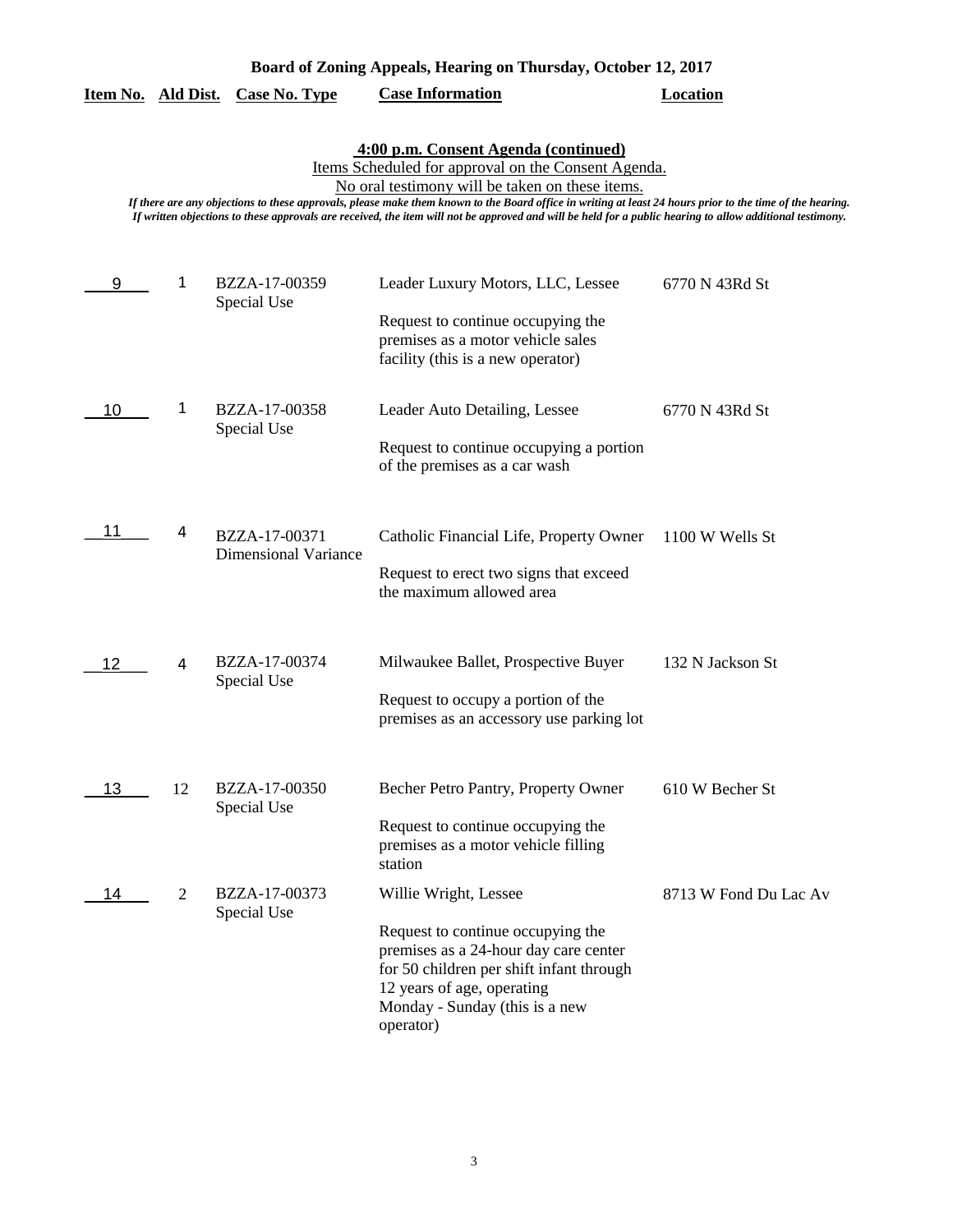**Board of Zoning Appeals, Hearing on Thursday, October 12, 2017**

**4:00 p.m. Consent Agenda (continued)**

Items Scheduled for approval on the Consent Agenda.

No oral testimony will be taken on these items.

*If there are any objections to these approvals, please make them known to the Board office in writing at least 24 hours prior to the time of the hearing. If written objections to these approvals are received, the item will not be approved and will be held for a public hearing to allow additional testimony.*

| Item No. | Ald Dist. | Case No. Type | Case Information | Location |
|---|---|---|---|---|
| 9 | 1 | BZZA-17-00359 Special Use | Leader Luxury Motors, LLC, Lessee<br><br>Request to continue occupying the premises as a motor vehicle sales facility (this is a new operator) | 6770 N 43Rd St |
| 10 | 1 | BZZA-17-00358 Special Use | Leader Auto Detailing, Lessee<br><br>Request to continue occupying a portion of the premises as a car wash | 6770 N 43Rd St |
| 11 | 4 | BZZA-17-00371 Dimensional Variance | Catholic Financial Life, Property Owner<br><br>Request to erect two signs that exceed the maximum allowed area | 1100 W Wells St |
| 12 | 4 | BZZA-17-00374 Special Use | Milwaukee Ballet, Prospective Buyer<br><br>Request to occupy a portion of the premises as an accessory use parking lot | 132 N Jackson St |
| 13 | 12 | BZZA-17-00350 Special Use | Becher Petro Pantry, Property Owner<br><br>Request to continue occupying the premises as a motor vehicle filling station | 610 W Becher St |
| 14 | 2 | BZZA-17-00373 Special Use | Willie Wright, Lessee<br><br>Request to continue occupying the premises as a 24-hour day care center for 50 children per shift infant through 12 years of age, operating Monday - Sunday (this is a new operator) | 8713 W Fond Du Lac Av |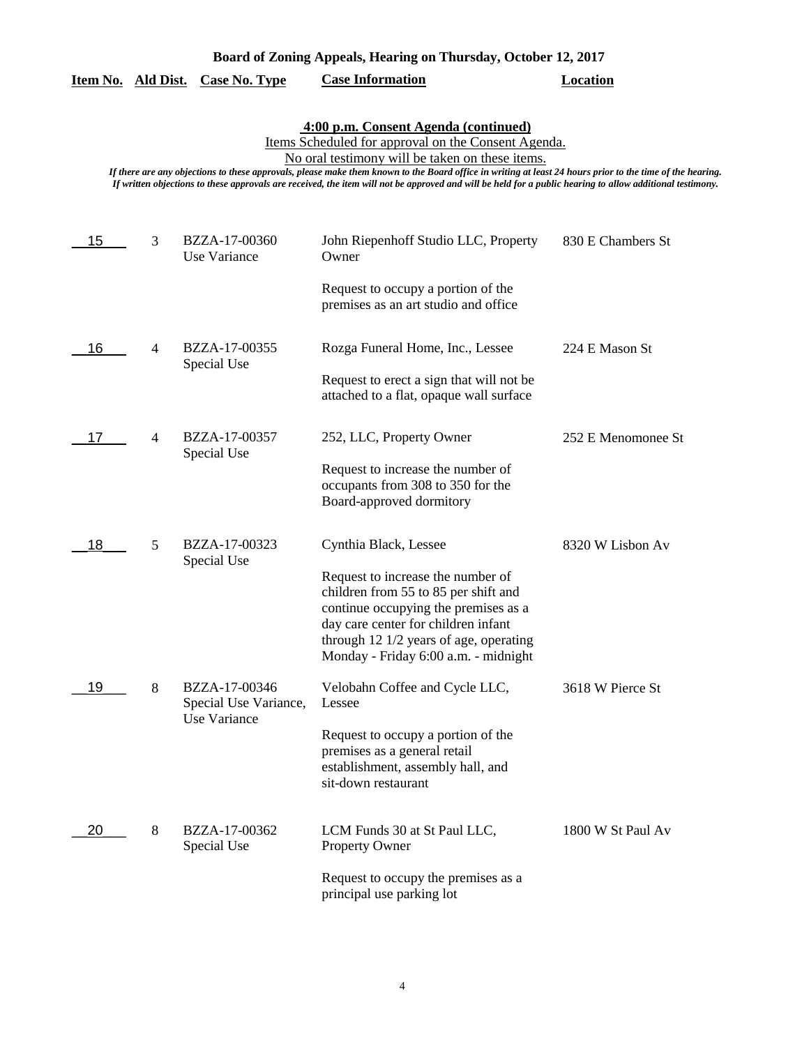**Board of Zoning Appeals, Hearing on Thursday, October 12, 2017**

**4:00 p.m. Consent Agenda (continued)**

Items Scheduled for approval on the Consent Agenda.

No oral testimony will be taken on these items.

*If there are any objections to these approvals, please make them known to the Board office in writing at least 24 hours prior to the time of the hearing.*
*If written objections to these approvals are received, the item will not be approved and will be held for a public hearing to allow additional testimony.*

| Item No. | Ald Dist. | Case No. Type | Case Information | Location |
|---|---|---|---|---|
| 15 | 3 | BZZA-17-00360 Use Variance | John Riepenhoff Studio LLC, Property Owner<br><br>Request to occupy a portion of the premises as an art studio and office | 830 E Chambers St |
| 16 | 4 | BZZA-17-00355 Special Use | Rozga Funeral Home, Inc., Lessee<br><br>Request to erect a sign that will not be attached to a flat, opaque wall surface | 224 E Mason St |
| 17 | 4 | BZZA-17-00357 Special Use | 252, LLC, Property Owner<br><br>Request to increase the number of occupants from 308 to 350 for the Board-approved dormitory | 252 E Menomonee St |
| 18 | 5 | BZZA-17-00323 Special Use | Cynthia Black, Lessee<br><br>Request to increase the number of children from 55 to 85 per shift and continue occupying the premises as a day care center for children infant through 12 1/2 years of age, operating Monday - Friday 6:00 a.m. - midnight | 8320 W Lisbon Av |
| 19 | 8 | BZZA-17-00346 Special Use Variance, Use Variance | Velobahn Coffee and Cycle LLC, Lessee<br><br>Request to occupy a portion of the premises as a general retail establishment, assembly hall, and sit-down restaurant | 3618 W Pierce St |
| 20 | 8 | BZZA-17-00362 Special Use | LCM Funds 30 at St Paul LLC, Property Owner<br><br>Request to occupy the premises as a principal use parking lot | 1800 W St Paul Av |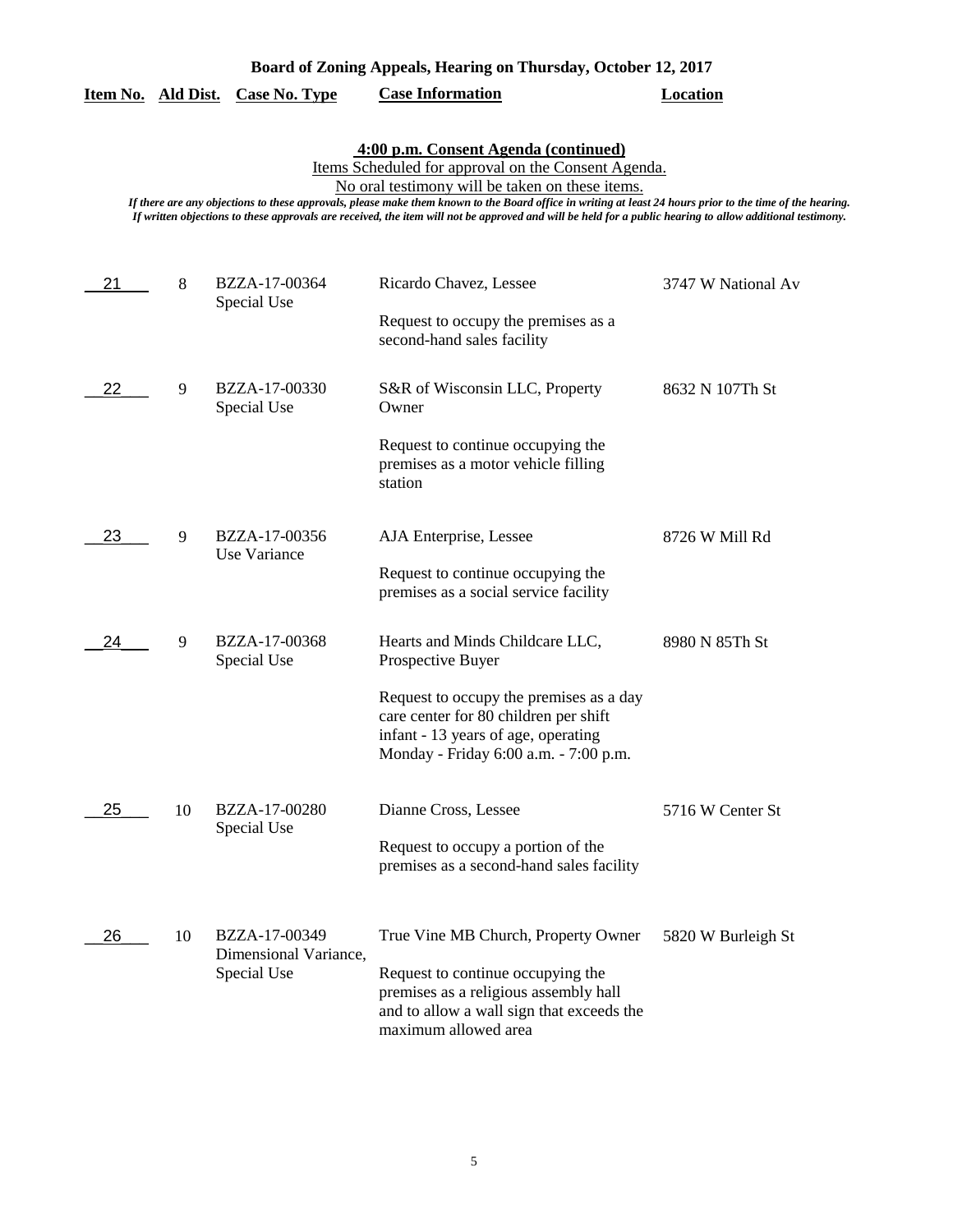**Board of Zoning Appeals, Hearing on Thursday, October 12, 2017**

## 4:00 p.m. Consent Agenda (continued)

Items Scheduled for approval on the Consent Agenda.

No oral testimony will be taken on these items.

*If there are any objections to these approvals, please make them known to the Board office in writing at least 24 hours prior to the time of the hearing. If written objections to these approvals are received, the item will not be approved and will be held for a public hearing to allow additional testimony.*

| Item No. | Ald Dist. | Case No. Type | Case Information | Location |
|---|---|---|---|---|
| 21 | 8 | BZZA-17-00364 Special Use | Ricardo Chavez, Lessee<br><br>Request to occupy the premises as a second-hand sales facility | 3747 W National Av |
| 22 | 9 | BZZA-17-00330 Special Use | S&R of Wisconsin LLC, Property Owner<br><br>Request to continue occupying the premises as a motor vehicle filling station | 8632 N 107Th St |
| 23 | 9 | BZZA-17-00356 Use Variance | AJA Enterprise, Lessee<br><br>Request to continue occupying the premises as a social service facility | 8726 W Mill Rd |
| 24 | 9 | BZZA-17-00368 Special Use | Hearts and Minds Childcare LLC, Prospective Buyer<br><br>Request to occupy the premises as a day care center for 80 children per shift infant - 13 years of age, operating Monday - Friday 6:00 a.m. - 7:00 p.m. | 8980 N 85Th St |
| 25 | 10 | BZZA-17-00280 Special Use | Dianne Cross, Lessee<br><br>Request to occupy a portion of the premises as a second-hand sales facility | 5716 W Center St |
| 26 | 10 | BZZA-17-00349 Dimensional Variance, Special Use | True Vine MB Church, Property Owner<br><br>Request to continue occupying the premises as a religious assembly hall and to allow a wall sign that exceeds the maximum allowed area | 5820 W Burleigh St |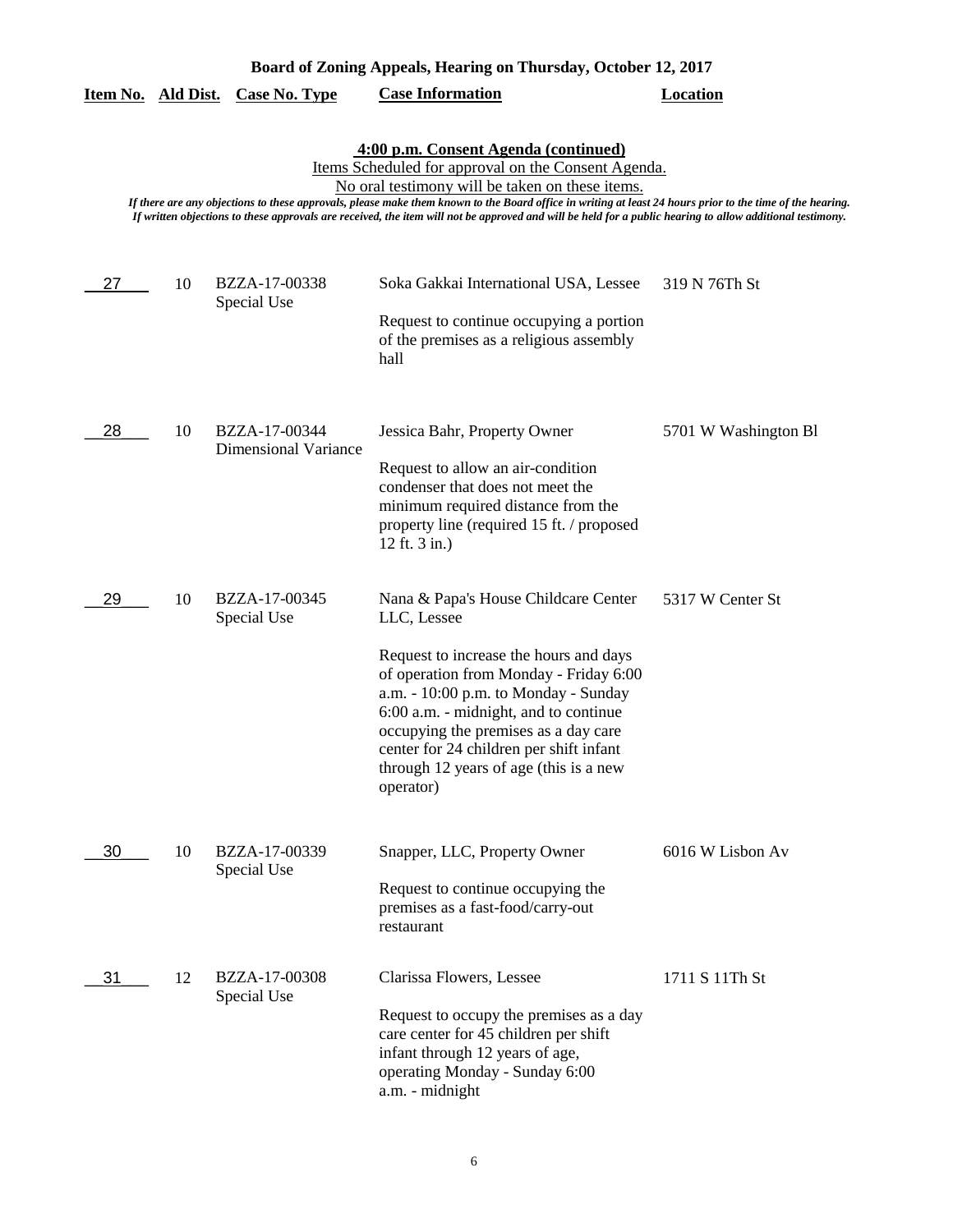**Board of Zoning Appeals, Hearing on Thursday, October 12, 2017**

**4:00 p.m. Consent Agenda (continued)**

Items Scheduled for approval on the Consent Agenda.

No oral testimony will be taken on these items.

*If there are any objections to these approvals, please make them known to the Board office in writing at least 24 hours prior to the time of the hearing. If written objections to these approvals are received, the item will not be approved and will be held for a public hearing to allow additional testimony.*

| Item No. | Ald Dist. | Case No. Type | Case Information | Location |
|---|---|---|---|---|
| 27 | 10 | BZZA-17-00338 Special Use | Soka Gakkai International USA, Lessee<br><br>Request to continue occupying a portion of the premises as a religious assembly hall | 319 N 76Th St |
| 28 | 10 | BZZA-17-00344 Dimensional Variance | Jessica Bahr, Property Owner<br><br>Request to allow an air-condition condenser that does not meet the minimum required distance from the property line (required 15 ft. / proposed 12 ft. 3 in.) | 5701 W Washington Bl |
| 29 | 10 | BZZA-17-00345 Special Use | Nana & Papa's House Childcare Center LLC, Lessee<br><br>Request to increase the hours and days of operation from Monday - Friday 6:00 a.m. - 10:00 p.m. to Monday - Sunday 6:00 a.m. - midnight, and to continue occupying the premises as a day care center for 24 children per shift infant through 12 years of age (this is a new operator) | 5317 W Center St |
| 30 | 10 | BZZA-17-00339 Special Use | Snapper, LLC, Property Owner<br><br>Request to continue occupying the premises as a fast-food/carry-out restaurant | 6016 W Lisbon Av |
| 31 | 12 | BZZA-17-00308 Special Use | Clarissa Flowers, Lessee<br><br>Request to occupy the premises as a day care center for 45 children per shift infant through 12 years of age, operating Monday - Sunday 6:00 a.m. - midnight | 1711 S 11Th St |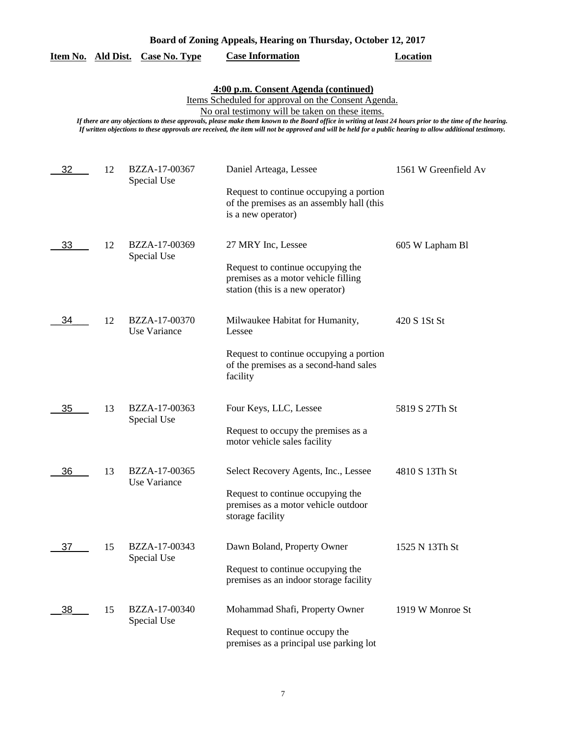**Board of Zoning Appeals, Hearing on Thursday, October 12, 2017**

**4:00 p.m. Consent Agenda (continued)**

Items Scheduled for approval on the Consent Agenda.

No oral testimony will be taken on these items.

*If there are any objections to these approvals, please make them known to the Board office in writing at least 24 hours prior to the time of the hearing. If written objections to these approvals are received, the item will not be approved and will be held for a public hearing to allow additional testimony.*

| Item No. | Ald Dist. | Case No. Type | Case Information | Location |
|---|---|---|---|---|
| 32 | 12 | BZZA-17-00367 Special Use | Daniel Arteaga, Lessee<br><br>Request to continue occupying a portion of the premises as an assembly hall (this is a new operator) | 1561 W Greenfield Av |
| 33 | 12 | BZZA-17-00369 Special Use | 27 MRY Inc, Lessee<br><br>Request to continue occupying the premises as a motor vehicle filling station (this is a new operator) | 605 W Lapham Bl |
| 34 | 12 | BZZA-17-00370 Use Variance | Milwaukee Habitat for Humanity, Lessee<br><br>Request to continue occupying a portion of the premises as a second-hand sales facility | 420 S 1St St |
| 35 | 13 | BZZA-17-00363 Special Use | Four Keys, LLC, Lessee<br><br>Request to occupy the premises as a motor vehicle sales facility | 5819 S 27Th St |
| 36 | 13 | BZZA-17-00365 Use Variance | Select Recovery Agents, Inc., Lessee<br><br>Request to continue occupying the premises as a motor vehicle outdoor storage facility | 4810 S 13Th St |
| 37 | 15 | BZZA-17-00343 Special Use | Dawn Boland, Property Owner<br><br>Request to continue occupying the premises as an indoor storage facility | 1525 N 13Th St |
| 38 | 15 | BZZA-17-00340 Special Use | Mohammad Shafi, Property Owner<br><br>Request to continue occupy the premises as a principal use parking lot | 1919 W Monroe St |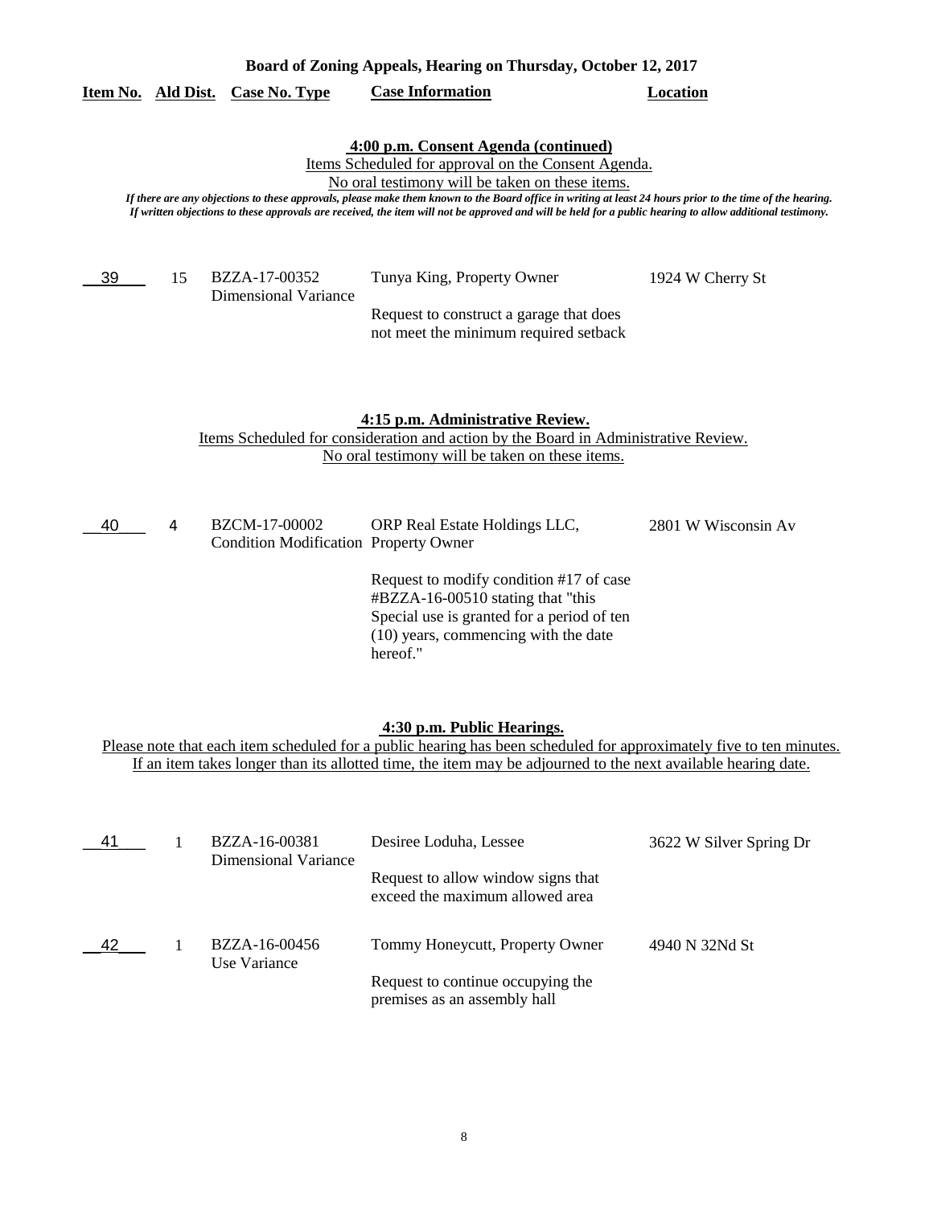**Board of Zoning Appeals, Hearing on Thursday, October 12, 2017**

| Item No. | Ald Dist. | Case No. Type | Case Information | Location |
|---|---|---|---|---|

### 4:00 p.m. Consent Agenda (continued)

Items Scheduled for approval on the Consent Agenda.

No oral testimony will be taken on these items.

*If there are any objections to these approvals, please make them known to the Board office in writing at least 24 hours prior to the time of the hearing. If written objections to these approvals are received, the item will not be approved and will be held for a public hearing to allow additional testimony.*

| Item No. | Ald Dist. | Case No. Type | Case Information | Location |
|---|---|---|---|---|
| 39 | 15 | BZZA-17-00352 Dimensional Variance | Tunya King, Property Owner<br><br>Request to construct a garage that does not meet the minimum required setback | 1924 W Cherry St |

### 4:15 p.m. Administrative Review.

Items Scheduled for consideration and action by the Board in Administrative Review.

No oral testimony will be taken on these items.

| Item No. | Ald Dist. | Case No. Type | Case Information | Location |
|---|---|---|---|---|
| 40 | 4 | BZCM-17-00002 Condition Modification | ORP Real Estate Holdings LLC, Property Owner<br><br>Request to modify condition #17 of case #BZZA-16-00510 stating that "this Special use is granted for a period of ten (10) years, commencing with the date hereof." | 2801 W Wisconsin Av |

### 4:30 p.m. Public Hearings.

Please note that each item scheduled for a public hearing has been scheduled for approximately five to ten minutes. If an item takes longer than its allotted time, the item may be adjourned to the next available hearing date.

| Item No. | Ald Dist. | Case No. Type | Case Information | Location |
|---|---|---|---|---|
| 41 | 1 | BZZA-16-00381 Dimensional Variance | Desiree Loduha, Lessee<br><br>Request to allow window signs that exceed the maximum allowed area | 3622 W Silver Spring Dr |
| 42 | 1 | BZZA-16-00456 Use Variance | Tommy Honeycutt, Property Owner<br><br>Request to continue occupying the premises as an assembly hall | 4940 N 32Nd St |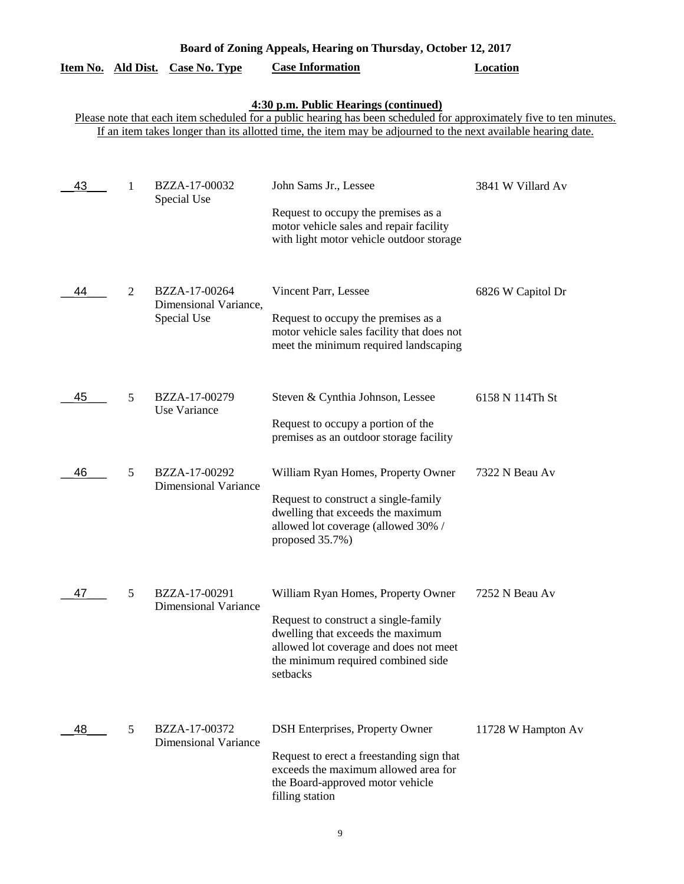**Board of Zoning Appeals, Hearing on Thursday, October 12, 2017**

**4:30 p.m. Public Hearings (continued)**

Please note that each item scheduled for a public hearing has been scheduled for approximately five to ten minutes. If an item takes longer than its allotted time, the item may be adjourned to the next available hearing date.

| Item No. | Ald Dist. | Case No. Type | Case Information | Location |
|---|---|---|---|---|
| 43 | 1 | BZZA-17-00032 Special Use | John Sams Jr., Lessee<br><br>Request to occupy the premises as a motor vehicle sales and repair facility with light motor vehicle outdoor storage | 3841 W Villard Av |
| 44 | 2 | BZZA-17-00264 Dimensional Variance, Special Use | Vincent Parr, Lessee<br><br>Request to occupy the premises as a motor vehicle sales facility that does not meet the minimum required landscaping | 6826 W Capitol Dr |
| 45 | 5 | BZZA-17-00279 Use Variance | Steven & Cynthia Johnson, Lessee<br><br>Request to occupy a portion of the premises as an outdoor storage facility | 6158 N 114Th St |
| 46 | 5 | BZZA-17-00292 Dimensional Variance | William Ryan Homes, Property Owner<br><br>Request to construct a single-family dwelling that exceeds the maximum allowed lot coverage (allowed 30% / proposed 35.7%) | 7322 N Beau Av |
| 47 | 5 | BZZA-17-00291 Dimensional Variance | William Ryan Homes, Property Owner<br><br>Request to construct a single-family dwelling that exceeds the maximum allowed lot coverage and does not meet the minimum required combined side setbacks | 7252 N Beau Av |
| 48 | 5 | BZZA-17-00372 Dimensional Variance | DSH Enterprises, Property Owner<br><br>Request to erect a freestanding sign that exceeds the maximum allowed area for the Board-approved motor vehicle filling station | 11728 W Hampton Av |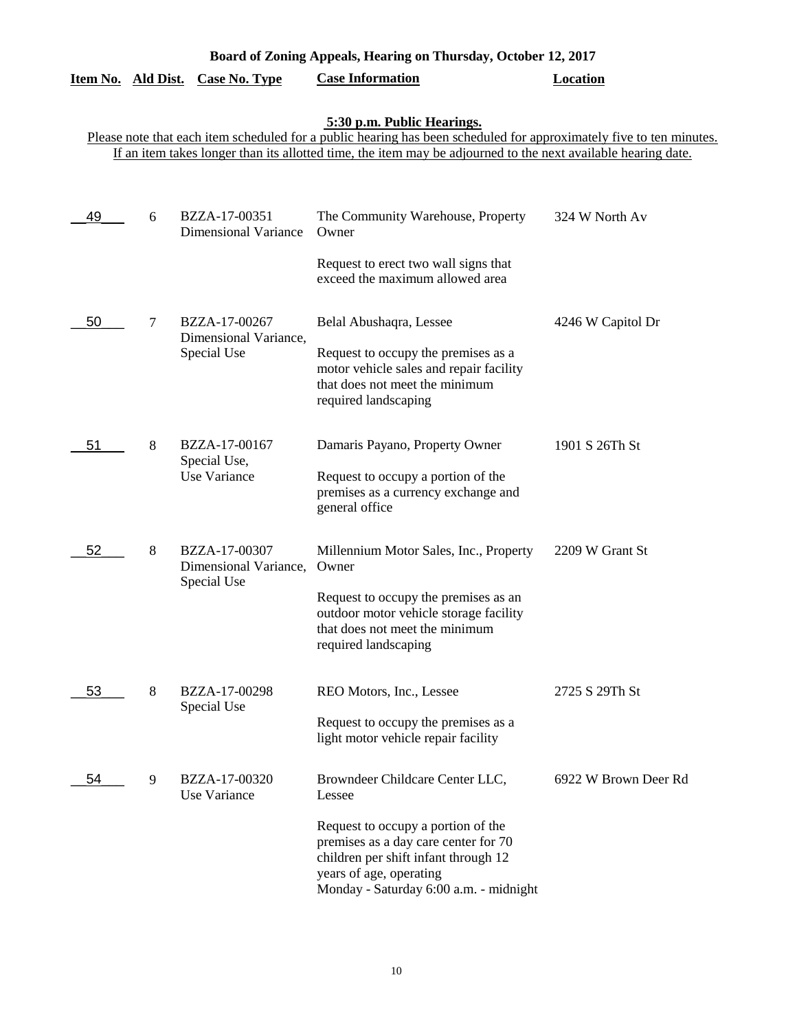**Board of Zoning Appeals, Hearing on Thursday, October 12, 2017**

**5:30 p.m. Public Hearings.**

Please note that each item scheduled for a public hearing has been scheduled for approximately five to ten minutes. If an item takes longer than its allotted time, the item may be adjourned to the next available hearing date.

| Item No. | Ald Dist. | Case No. Type | Case Information | Location |
|---|---|---|---|---|
| 49 | 6 | BZZA-17-00351 Dimensional Variance | The Community Warehouse, Property Owner<br><br>Request to erect two wall signs that exceed the maximum allowed area | 324 W North Av |
| 50 | 7 | BZZA-17-00267 Dimensional Variance, Special Use | Belal Abushaqra, Lessee<br><br>Request to occupy the premises as a motor vehicle sales and repair facility that does not meet the minimum required landscaping | 4246 W Capitol Dr |
| 51 | 8 | BZZA-17-00167 Special Use, Use Variance | Damaris Payano, Property Owner<br><br>Request to occupy a portion of the premises as a currency exchange and general office | 1901 S 26Th St |
| 52 | 8 | BZZA-17-00307 Dimensional Variance, Special Use | Millennium Motor Sales, Inc., Property Owner<br><br>Request to occupy the premises as an outdoor motor vehicle storage facility that does not meet the minimum required landscaping | 2209 W Grant St |
| 53 | 8 | BZZA-17-00298 Special Use | REO Motors, Inc., Lessee<br><br>Request to occupy the premises as a light motor vehicle repair facility | 2725 S 29Th St |
| 54 | 9 | BZZA-17-00320 Use Variance | Browndeer Childcare Center LLC, Lessee<br><br>Request to occupy a portion of the premises as a day care center for 70 children per shift infant through 12 years of age, operating Monday - Saturday 6:00 a.m. - midnight | 6922 W Brown Deer Rd |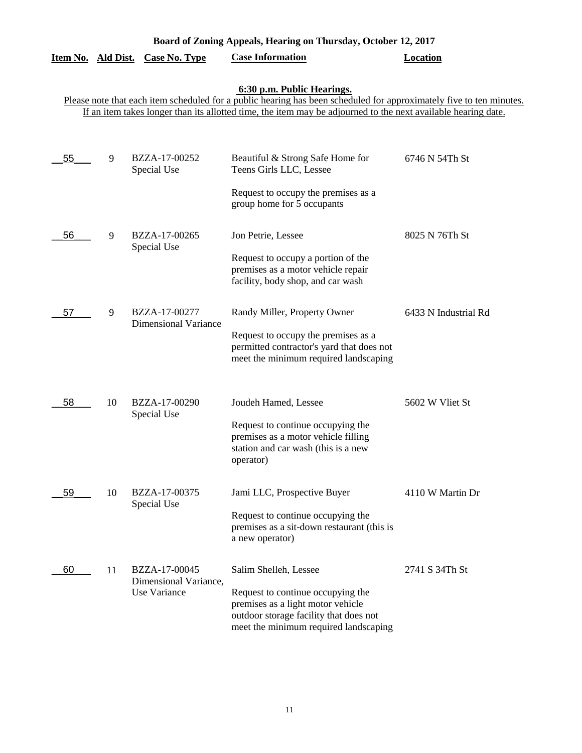**Board of Zoning Appeals, Hearing on Thursday, October 12, 2017**

**6:30 p.m. Public Hearings.**

Please note that each item scheduled for a public hearing has been scheduled for approximately five to ten minutes. If an item takes longer than its allotted time, the item may be adjourned to the next available hearing date.

| Item No. | Ald Dist. | Case No. Type | Case Information | Location |
|---|---|---|---|---|
| 55 | 9 | BZZA-17-00252 Special Use | Beautiful & Strong Safe Home for Teens Girls LLC, Lessee<br><br>Request to occupy the premises as a group home for 5 occupants | 6746 N 54Th St |
| 56 | 9 | BZZA-17-00265 Special Use | Jon Petrie, Lessee<br><br>Request to occupy a portion of the premises as a motor vehicle repair facility, body shop, and car wash | 8025 N 76Th St |
| 57 | 9 | BZZA-17-00277 Dimensional Variance | Randy Miller, Property Owner<br><br>Request to occupy the premises as a permitted contractor's yard that does not meet the minimum required landscaping | 6433 N Industrial Rd |
| 58 | 10 | BZZA-17-00290 Special Use | Joudeh Hamed, Lessee<br><br>Request to continue occupying the premises as a motor vehicle filling station and car wash (this is a new operator) | 5602 W Vliet St |
| 59 | 10 | BZZA-17-00375 Special Use | Jami LLC, Prospective Buyer<br><br>Request to continue occupying the premises as a sit-down restaurant (this is a new operator) | 4110 W Martin Dr |
| 60 | 11 | BZZA-17-00045 Dimensional Variance, Use Variance | Salim Shelleh, Lessee<br><br>Request to continue occupying the premises as a light motor vehicle outdoor storage facility that does not meet the minimum required landscaping | 2741 S 34Th St |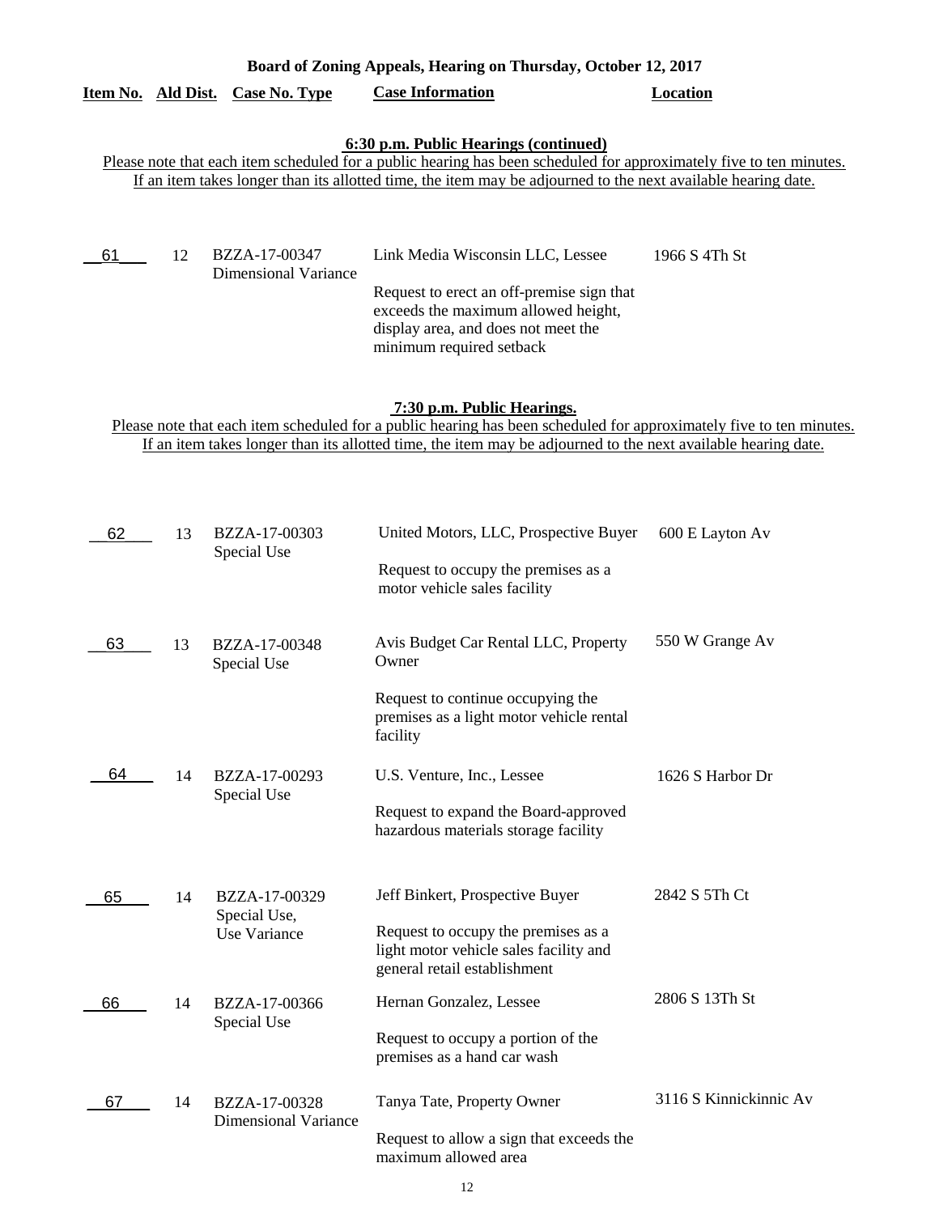**Board of Zoning Appeals, Hearing on Thursday, October 12, 2017**

| Item No. | Ald Dist. | Case No. Type | Case Information | Location |
|---|---|---|---|---|

### 6:30 p.m. Public Hearings (continued)

Please note that each item scheduled for a public hearing has been scheduled for approximately five to ten minutes. If an item takes longer than its allotted time, the item may be adjourned to the next available hearing date.

| Item No. | Ald Dist. | Case No. Type | Case Information | Location |
|---|---|---|---|---|
| 61 | 12 | BZZA-17-00347 Dimensional Variance | Link Media Wisconsin LLC, Lessee<br><br>Request to erect an off-premise sign that exceeds the maximum allowed height, display area, and does not meet the minimum required setback | 1966 S 4Th St |

### 7:30 p.m. Public Hearings.

Please note that each item scheduled for a public hearing has been scheduled for approximately five to ten minutes. If an item takes longer than its allotted time, the item may be adjourned to the next available hearing date.

| Item No. | Ald Dist. | Case No. Type | Case Information | Location |
|---|---|---|---|---|
| 62 | 13 | BZZA-17-00303 Special Use | United Motors, LLC, Prospective Buyer<br><br>Request to occupy the premises as a motor vehicle sales facility | 600 E Layton Av |
| 63 | 13 | BZZA-17-00348 Special Use | Avis Budget Car Rental LLC, Property Owner<br><br>Request to continue occupying the premises as a light motor vehicle rental facility | 550 W Grange Av |
| 64 | 14 | BZZA-17-00293 Special Use | U.S. Venture, Inc., Lessee<br><br>Request to expand the Board-approved hazardous materials storage facility | 1626 S Harbor Dr |
| 65 | 14 | BZZA-17-00329 Special Use, Use Variance | Jeff Binkert, Prospective Buyer<br><br>Request to occupy the premises as a light motor vehicle sales facility and general retail establishment | 2842 S 5Th Ct |
| 66 | 14 | BZZA-17-00366 Special Use | Hernan Gonzalez, Lessee<br><br>Request to occupy a portion of the premises as a hand car wash | 2806 S 13Th St |
| 67 | 14 | BZZA-17-00328 Dimensional Variance | Tanya Tate, Property Owner<br><br>Request to allow a sign that exceeds the maximum allowed area | 3116 S Kinnickinnic Av |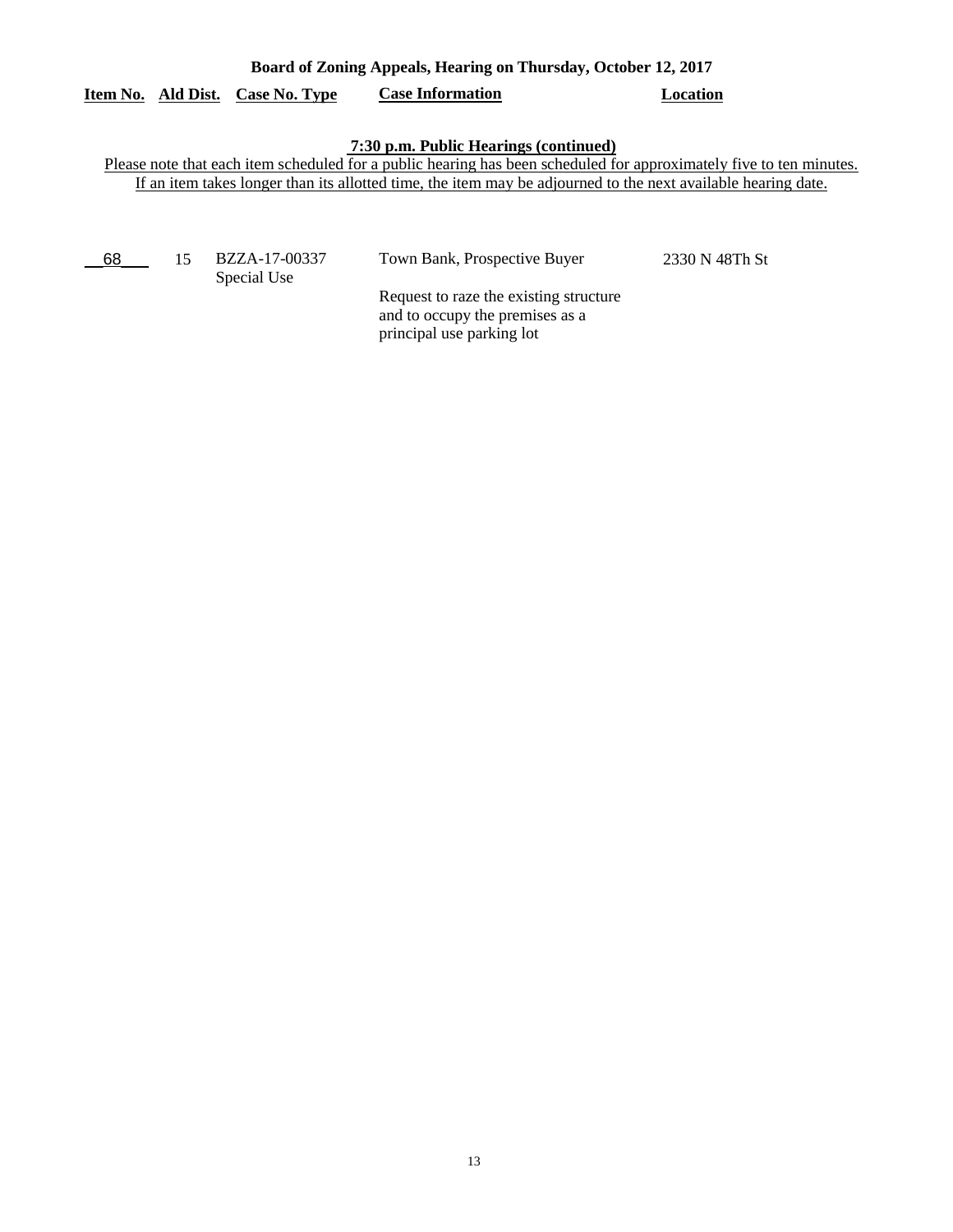**Board of Zoning Appeals, Hearing on Thursday, October 12, 2017**

| Item No. | Ald Dist. | Case No. Type | Case Information | Location |
|---|---|---|---|---|

**7:30 p.m. Public Hearings (continued)**

Please note that each item scheduled for a public hearing has been scheduled for approximately five to ten minutes. If an item takes longer than its allotted time, the item may be adjourned to the next available hearing date.

| Item No. | Ald Dist. | Case No. Type | Case Information | Location |
|---|---|---|---|---|
| 68 | 15 | BZZA-17-00337 Special Use | Town Bank, Prospective Buyer<br><br>Request to raze the existing structure and to occupy the premises as a principal use parking lot | 2330 N 48Th St |